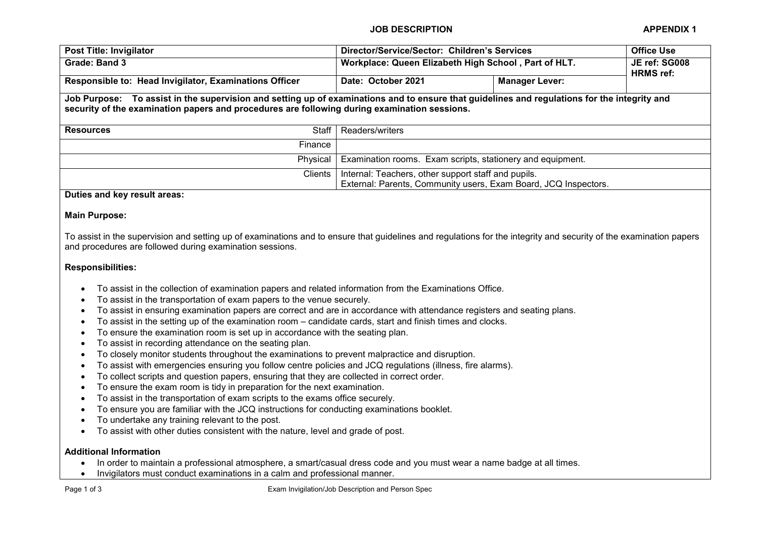**JOB DESCRIPTION** **APPENDIX 1**

| **Post Title: Invigilator** | **Director/Service/Sector: Children's Services** | | **Office Use** |
|---|---|---|---|
| **Grade: Band 3** | **Workplace: Queen Elizabeth High School , Part of HLT.** | | **JE ref: SG008 HRMS ref:** |
| **Responsible to: Head Invigilator, Examinations Officer** | **Date: October 2021** | **Manager Lever:** | |

**Job Purpose: To assist in the supervision and setting up of examinations and to ensure that guidelines and regulations for the integrity and security of the examination papers and procedures are following during examination sessions.**

| **Resources** | | |
|---|---|---|
| | Staff | Readers/writers |
| | Finance | |
| | Physical | Examination rooms. Exam scripts, stationery and equipment. |
| | Clients | Internal: Teachers, other support staff and pupils.<br>External: Parents, Community users, Exam Board, JCQ Inspectors. |

**Duties and key result areas:**

**Main Purpose:**

To assist in the supervision and setting up of examinations and to ensure that guidelines and regulations for the integrity and security of the examination papers and procedures are followed during examination sessions.

**Responsibilities:**

- To assist in the collection of examination papers and related information from the Examinations Office.
- To assist in the transportation of exam papers to the venue securely.
- To assist in ensuring examination papers are correct and are in accordance with attendance registers and seating plans.
- To assist in the setting up of the examination room – candidate cards, start and finish times and clocks.
- To ensure the examination room is set up in accordance with the seating plan.
- To assist in recording attendance on the seating plan.
- To closely monitor students throughout the examinations to prevent malpractice and disruption.
- To assist with emergencies ensuring you follow centre policies and JCQ regulations (illness, fire alarms).
- To collect scripts and question papers, ensuring that they are collected in correct order.
- To ensure the exam room is tidy in preparation for the next examination.
- To assist in the transportation of exam scripts to the exams office securely.
- To ensure you are familiar with the JCQ instructions for conducting examinations booklet.
- To undertake any training relevant to the post.
- To assist with other duties consistent with the nature, level and grade of post.

**Additional Information**

- In order to maintain a professional atmosphere, a smart/casual dress code and you must wear a name badge at all times.
- Invigilators must conduct examinations in a calm and professional manner.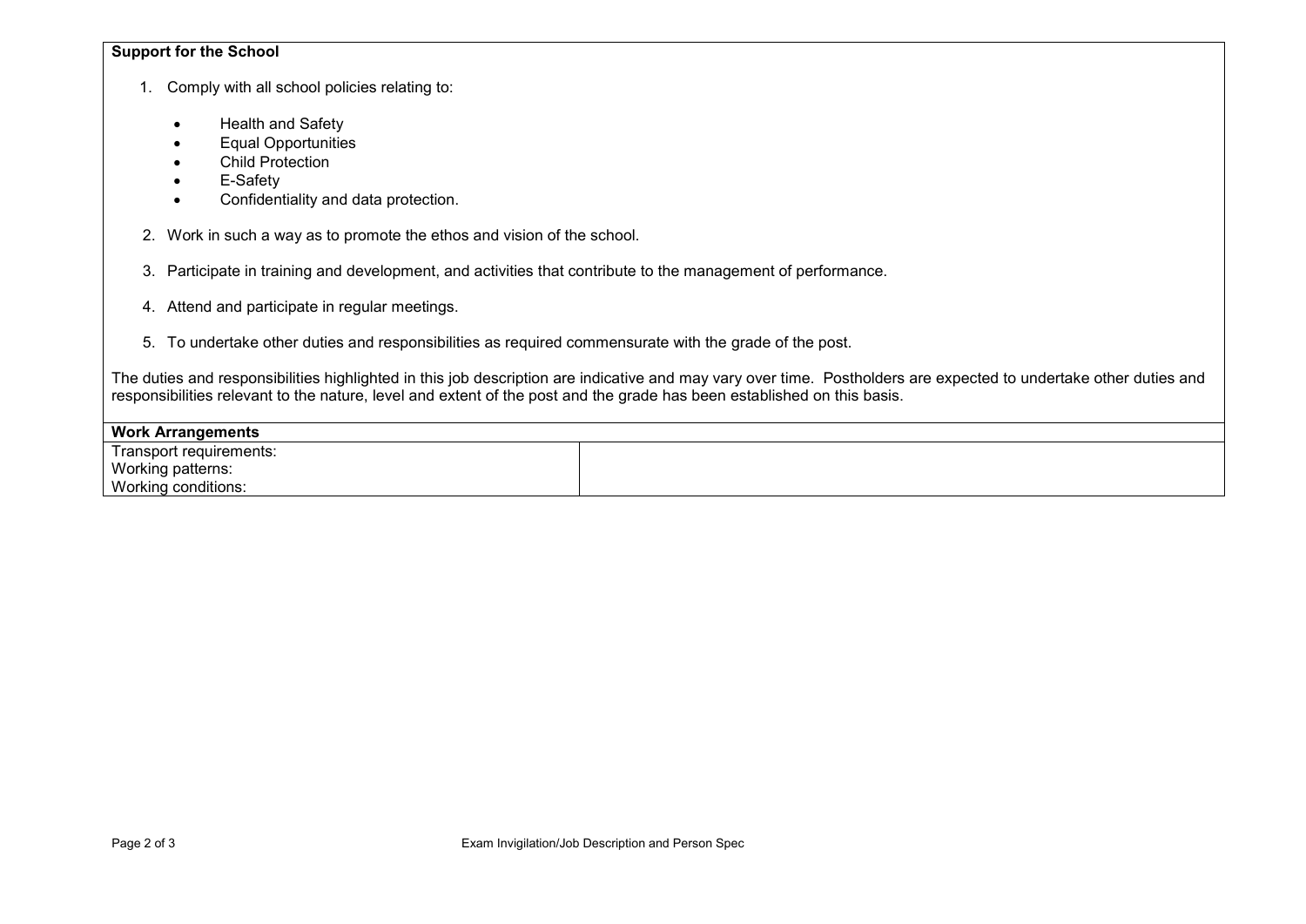**Support for the School**

1. Comply with all school policies relating to:

   - Health and Safety
   - Equal Opportunities
   - Child Protection
   - E-Safety
   - Confidentiality and data protection.

2. Work in such a way as to promote the ethos and vision of the school.

3. Participate in training and development, and activities that contribute to the management of performance.

4. Attend and participate in regular meetings.

5. To undertake other duties and responsibilities as required commensurate with the grade of the post.

The duties and responsibilities highlighted in this job description are indicative and may vary over time. Postholders are expected to undertake other duties and responsibilities relevant to the nature, level and extent of the post and the grade has been established on this basis.

| **Work Arrangements** | |
|---|---|
| Transport requirements:<br>Working patterns:<br>Working conditions: | |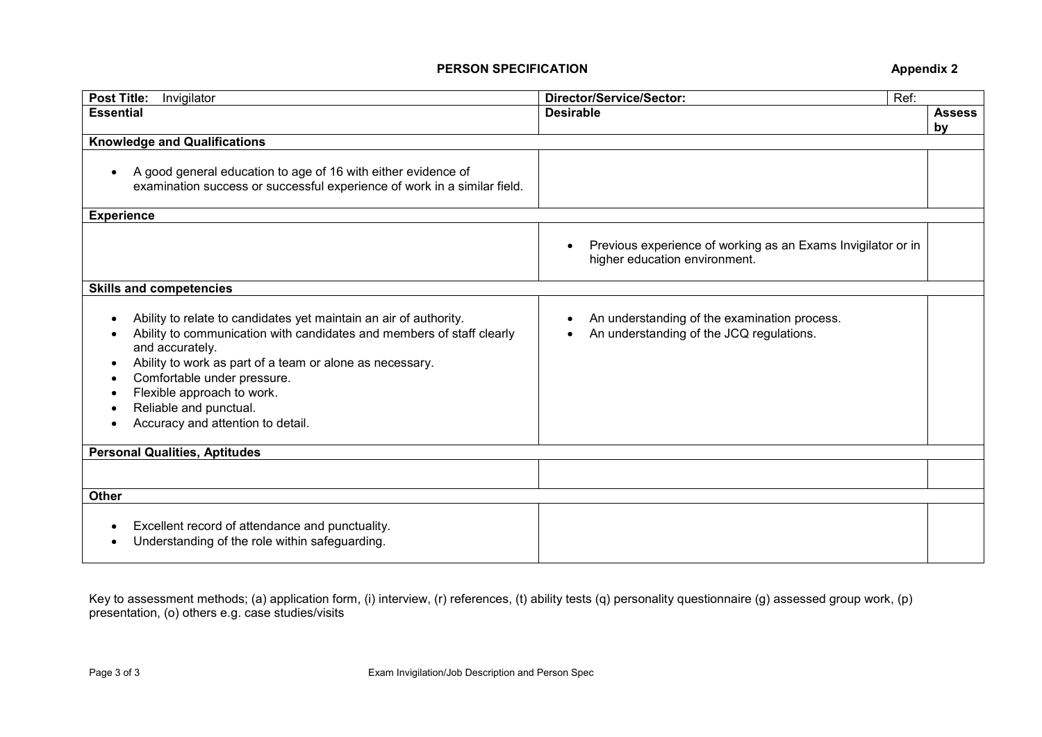## PERSON SPECIFICATION

**Appendix 2**

| **Post Title:** Invigilator | **Director/Service/Sector:** | Ref: |
|---|---|---|
| **Essential** | **Desirable** | **Assess by** |
| **Knowledge and Qualifications** | | |
| • A good general education to age of 16 with either evidence of examination success or successful experience of work in a similar field. | | |
| **Experience** | | |
| | • Previous experience of working as an Exams Invigilator or in higher education environment. | |
| **Skills and competencies** | | |
| • Ability to relate to candidates yet maintain an air of authority.<br>• Ability to communication with candidates and members of staff clearly and accurately.<br>• Ability to work as part of a team or alone as necessary.<br>• Comfortable under pressure.<br>• Flexible approach to work.<br>• Reliable and punctual.<br>• Accuracy and attention to detail. | • An understanding of the examination process.<br>• An understanding of the JCQ regulations. | |
| **Personal Qualities, Aptitudes** | | |
| | | |
| **Other** | | |
| • Excellent record of attendance and punctuality.<br>• Understanding of the role within safeguarding. | | |

Key to assessment methods; (a) application form, (i) interview, (r) references, (t) ability tests (q) personality questionnaire (g) assessed group work, (p) presentation, (o) others e.g. case studies/visits